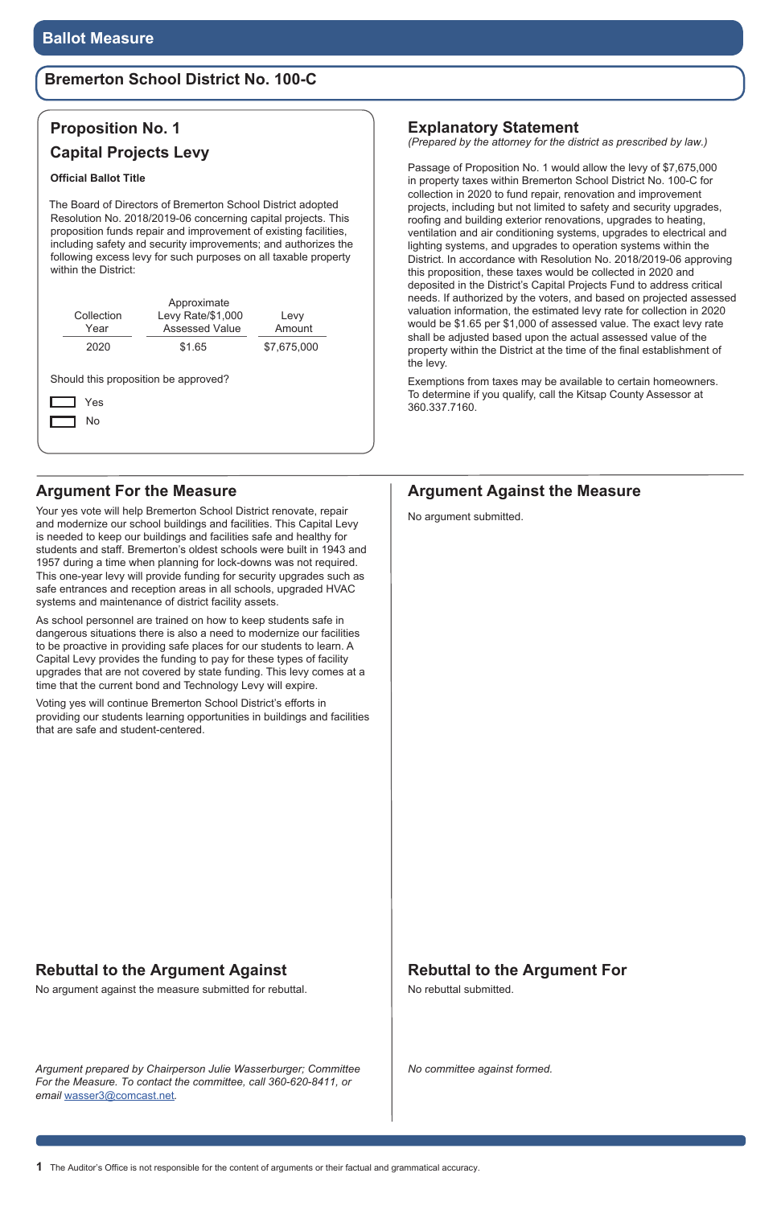# Ballot Measure

## Bremerton School District No. 100-C

### Proposition No. 1
### Capital Projects Levy

**Official Ballot Title**

The Board of Directors of Bremerton School District adopted Resolution No. 2018/2019-06 concerning capital projects. This proposition funds repair and improvement of existing facilities, including safety and security improvements; and authorizes the following excess levy for such purposes on all taxable property within the District:

| Collection Year | Approximate Levy Rate/$1,000 Assessed Value | Levy Amount |
|---|---|---|
| 2020 | $1.65 | $7,675,000 |

Should this proposition be approved?

- Yes
- No

## Explanatory Statement

*(Prepared by the attorney for the district as prescribed by law.)*

Passage of Proposition No. 1 would allow the levy of $7,675,000 in property taxes within Bremerton School District No. 100-C for collection in 2020 to fund repair, renovation and improvement projects, including but not limited to safety and security upgrades, roofing and building exterior renovations, upgrades to heating, ventilation and air conditioning systems, upgrades to electrical and lighting systems, and upgrades to operation systems within the District. In accordance with Resolution No. 2018/2019-06 approving this proposition, these taxes would be collected in 2020 and deposited in the District's Capital Projects Fund to address critical needs. If authorized by the voters, and based on projected assessed valuation information, the estimated levy rate for collection in 2020 would be $1.65 per $1,000 of assessed value. The exact levy rate shall be adjusted based upon the actual assessed value of the property within the District at the time of the final establishment of the levy.

Exemptions from taxes may be available to certain homeowners. To determine if you qualify, call the Kitsap County Assessor at 360.337.7160.

## Argument For the Measure

Your yes vote will help Bremerton School District renovate, repair and modernize our school buildings and facilities. This Capital Levy is needed to keep our buildings and facilities safe and healthy for students and staff. Bremerton's oldest schools were built in 1943 and 1957 during a time when planning for lock-downs was not required. This one-year levy will provide funding for security upgrades such as safe entrances and reception areas in all schools, upgraded HVAC systems and maintenance of district facility assets.

As school personnel are trained on how to keep students safe in dangerous situations there is also a need to modernize our facilities to be proactive in providing safe places for our students to learn. A Capital Levy provides the funding to pay for these types of facility upgrades that are not covered by state funding. This levy comes at a time that the current bond and Technology Levy will expire.

Voting yes will continue Bremerton School District's efforts in providing our students learning opportunities in buildings and facilities that are safe and student-centered.

## Rebuttal to the Argument Against

No argument against the measure submitted for rebuttal.

*Argument prepared by Chairperson Julie Wasserburger; Committee For the Measure. To contact the committee, call 360-620-8411, or email wasser3@comcast.net.*

## Argument Against the Measure

No argument submitted.

## Rebuttal to the Argument For

No rebuttal submitted.

*No committee against formed.*

The Auditor's Office is not responsible for the content of arguments or their factual and grammatical accuracy.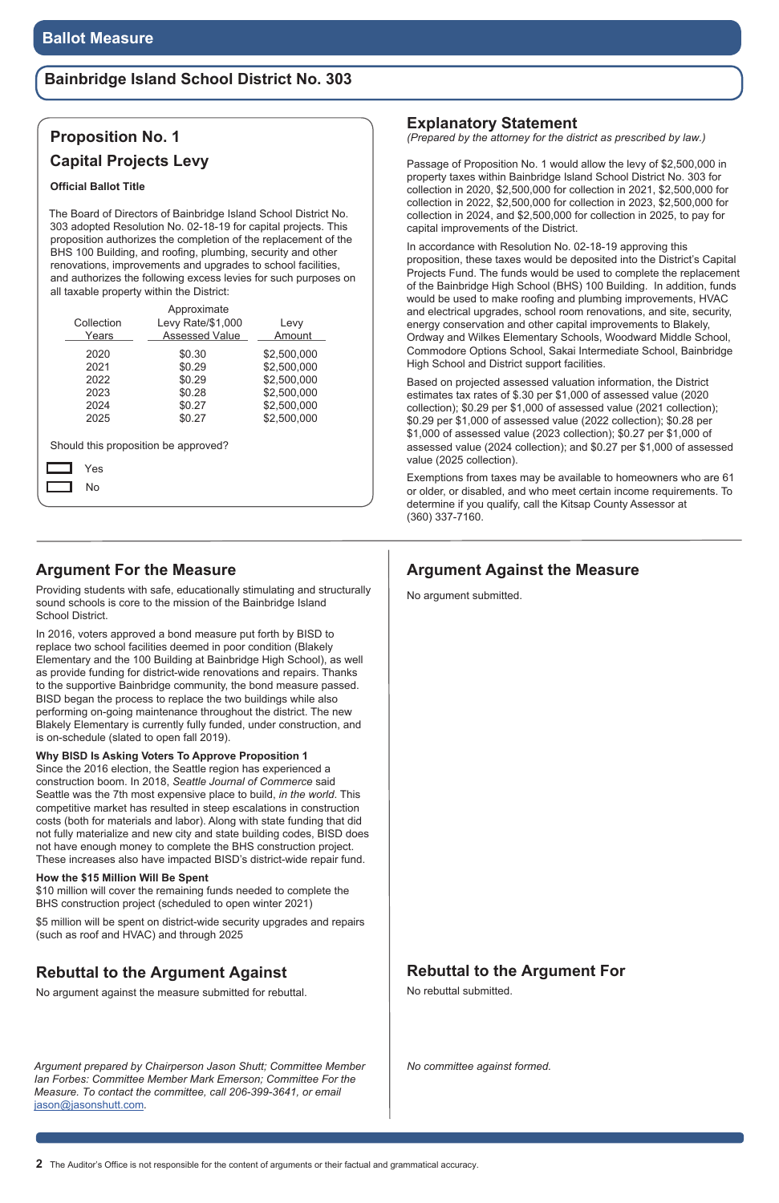# Ballot Measure

## Bainbridge Island School District No. 303

### Proposition No. 1
### Capital Projects Levy

**Official Ballot Title**

The Board of Directors of Bainbridge Island School District No. 303 adopted Resolution No. 02-18-19 for capital projects. This proposition authorizes the completion of the replacement of the BHS 100 Building, and roofing, plumbing, security and other renovations, improvements and upgrades to school facilities, and authorizes the following excess levies for such purposes on all taxable property within the District:

| Collection Years | Approximate Levy Rate/$1,000 Assessed Value | Levy Amount |
|---|---|---|
| 2020 | $0.30 | $2,500,000 |
| 2021 | $0.29 | $2,500,000 |
| 2022 | $0.29 | $2,500,000 |
| 2023 | $0.28 | $2,500,000 |
| 2024 | $0.27 | $2,500,000 |
| 2025 | $0.27 | $2,500,000 |

Should this proposition be approved?

- [ ] Yes
- [ ] No

### Explanatory Statement

*(Prepared by the attorney for the district as prescribed by law.)*

Passage of Proposition No. 1 would allow the levy of $2,500,000 in property taxes within Bainbridge Island School District No. 303 for collection in 2020, $2,500,000 for collection in 2021, $2,500,000 for collection in 2022, $2,500,000 for collection in 2023, $2,500,000 for collection in 2024, and $2,500,000 for collection in 2025, to pay for capital improvements of the District.

In accordance with Resolution No. 02-18-19 approving this proposition, these taxes would be deposited into the District's Capital Projects Fund. The funds would be used to complete the replacement of the Bainbridge High School (BHS) 100 Building. In addition, funds would be used to make roofing and plumbing improvements, HVAC and electrical upgrades, school room renovations, and site, security, energy conservation and other capital improvements to Blakely, Ordway and Wilkes Elementary Schools, Woodward Middle School, Commodore Options School, Sakai Intermediate School, Bainbridge High School and District support facilities.

Based on projected assessed valuation information, the District estimates tax rates of $.30 per $1,000 of assessed value (2020 collection); $0.29 per $1,000 of assessed value (2021 collection); $0.29 per $1,000 of assessed value (2022 collection); $0.28 per $1,000 of assessed value (2023 collection); $0.27 per $1,000 of assessed value (2024 collection); and $0.27 per $1,000 of assessed value (2025 collection).

Exemptions from taxes may be available to homeowners who are 61 or older, or disabled, and who meet certain income requirements. To determine if you qualify, call the Kitsap County Assessor at (360) 337-7160.

### Argument For the Measure

Providing students with safe, educationally stimulating and structurally sound schools is core to the mission of the Bainbridge Island School District.

In 2016, voters approved a bond measure put forth by BISD to replace two school facilities deemed in poor condition (Blakely Elementary and the 100 Building at Bainbridge High School), as well as provide funding for district-wide renovations and repairs. Thanks to the supportive Bainbridge community, the bond measure passed. BISD began the process to replace the two buildings while also performing on-going maintenance throughout the district. The new Blakely Elementary is currently fully funded, under construction, and is on-schedule (slated to open fall 2019).

**Why BISD Is Asking Voters To Approve Proposition 1**

Since the 2016 election, the Seattle region has experienced a construction boom. In 2018, *Seattle Journal of Commerce* said Seattle was the 7th most expensive place to build, *in the world*. This competitive market has resulted in steep escalations in construction costs (both for materials and labor). Along with state funding that did not fully materialize and new city and state building codes, BISD does not have enough money to complete the BHS construction project. These increases also have impacted BISD's district-wide repair fund.

**How the $15 Million Will Be Spent**

$10 million will cover the remaining funds needed to complete the BHS construction project (scheduled to open winter 2021)

$5 million will be spent on district-wide security upgrades and repairs (such as roof and HVAC) and through 2025

### Rebuttal to the Argument Against

No argument against the measure submitted for rebuttal.

*Argument prepared by Chairperson Jason Shutt; Committee Member Ian Forbes: Committee Member Mark Emerson; Committee For the Measure. To contact the committee, call 206-399-3641, or email jason@jasonshutt.com.*

### Argument Against the Measure

No argument submitted.

### Rebuttal to the Argument For

No rebuttal submitted.

*No committee against formed.*

The Auditor's Office is not responsible for the content of arguments or their factual and grammatical accuracy.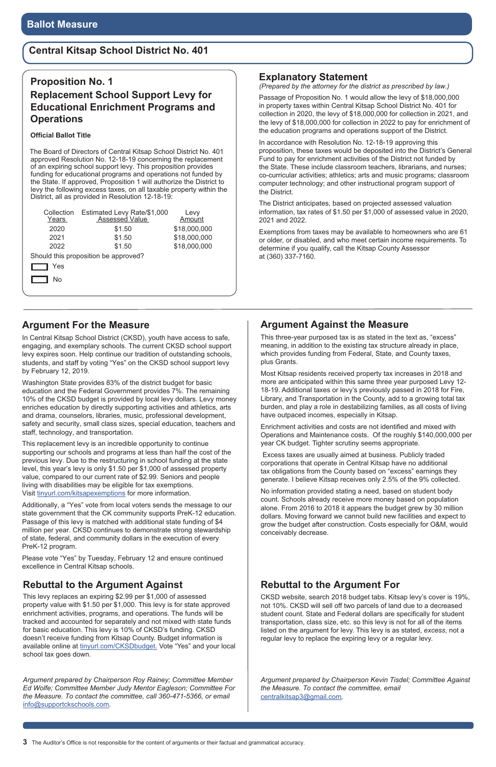# Ballot Measure

## Central Kitsap School District No. 401

### Proposition No. 1
### Replacement School Support Levy for Educational Enrichment Programs and Operations

**Official Ballot Title**

The Board of Directors of Central Kitsap School District No. 401 approved Resolution No. 12-18-19 concerning the replacement of an expiring school support levy. This proposition provides funding for educational programs and operations not funded by the State. If approved, Proposition 1 will authorize the District to levy the following excess taxes, on all taxable property within the District, all as provided in Resolution 12-18-19:

| Collection Years | Estimated Levy Rate/$1,000 Assessed Value | Levy Amount |
|---|---|---|
| 2020 | $1.50 | $18,000,000 |
| 2021 | $1.50 | $18,000,000 |
| 2022 | $1.50 | $18,000,000 |

Should this proposition be approved?

☐ Yes

☐ No

### Explanatory Statement

*(Prepared by the attorney for the district as prescribed by law.)*

Passage of Proposition No. 1 would allow the levy of $18,000,000 in property taxes within Central Kitsap School District No. 401 for collection in 2020, the levy of $18,000,000 for collection in 2021, and the levy of $18,000,000 for collection in 2022 to pay for enrichment of the education programs and operations support of the District.

In accordance with Resolution No. 12-18-19 approving this proposition, these taxes would be deposited into the District's General Fund to pay for enrichment activities of the District not funded by the State. These include classroom teachers, librarians, and nurses; co-curricular activities; athletics; arts and music programs; classroom computer technology; and other instructional program support of the District.

The District anticipates, based on projected assessed valuation information, tax rates of $1.50 per $1,000 of assessed value in 2020, 2021 and 2022.

Exemptions from taxes may be available to homeowners who are 61 or older, or disabled, and who meet certain income requirements. To determine if you qualify, call the Kitsap County Assessor at (360) 337-7160.

### Argument For the Measure

In Central Kitsap School District (CKSD), youth have access to safe, engaging, and exemplary schools. The current CKSD school support levy expires soon. Help continue our tradition of outstanding schools, students, and staff by voting "Yes" on the CKSD school support levy by February 12, 2019.

Washington State provides 83% of the district budget for basic education and the Federal Government provides 7%. The remaining 10% of the CKSD budget is provided by local levy dollars. Levy money enriches education by directly supporting activities and athletics, arts and drama, counselors, libraries, music, professional development, safety and security, small class sizes, special education, teachers and staff, technology, and transportation.

This replacement levy is an incredible opportunity to continue supporting our schools and programs at less than half the cost of the previous levy. Due to the restructuring in school funding at the state level, this year's levy is only $1.50 per $1,000 of assessed property value, compared to our current rate of $2.99. Seniors and people living with disabilities may be eligible for tax exemptions. Visit tinyurl.com/kitsapexemptions for more information.

Additionally, a "Yes" vote from local voters sends the message to our state government that the CK community supports PreK-12 education. Passage of this levy is matched with additional state funding of $4 million per year. CKSD continues to demonstrate strong stewardship of state, federal, and community dollars in the execution of every PreK-12 program.

Please vote "Yes" by Tuesday, February 12 and ensure continued excellence in Central Kitsap schools.

### Rebuttal to the Argument Against

This levy replaces an expiring $2.99 per $1,000 of assessed property value with $1.50 per $1,000. This levy is for state approved enrichment activities, programs, and operations. The funds will be tracked and accounted for separately and not mixed with state funds for basic education. This levy is 10% of CKSD's funding. CKSD doesn't receive funding from Kitsap County. Budget information is available online at tinyurl.com/CKSDbudget. Vote "Yes" and your local school tax goes down.

*Argument prepared by Chairperson Roy Rainey; Committee Member Ed Wolfe; Committee Member Judy Mentor Eagleson; Committee For the Measure. To contact the committee, call 360-471-5366, or email info@supportckschools.com.*

### Argument Against the Measure

This three-year purposed tax is as stated in the text as, "excess" meaning, in addition to the existing tax structure already in place, which provides funding from Federal, State, and County taxes, plus Grants.

Most Kitsap residents received property tax increases in 2018 and more are anticipated within this same three year purposed Levy 12-18-19. Additional taxes or levy's previously passed in 2018 for Fire, Library, and Transportation in the County, add to a growing total tax burden, and play a role in destabilizing families, as all costs of living have outpaced incomes, especially in Kitsap.

Enrichment activities and costs are not identified and mixed with Operations and Maintenance costs. Of the roughly $140,000,000 per year CK budget. Tighter scrutiny seems appropriate.

Excess taxes are usually aimed at business. Publicly traded corporations that operate in Central Kitsap have no additional tax obligations from the County based on "excess" earnings they generate. I believe Kitsap receives only 2.5% of the 9% collected.

No information provided stating a need, based on student body count. Schools already receive more money based on population alone. From 2016 to 2018 it appears the budget grew by 30 million dollars. Moving forward we cannot build new facilities and expect to grow the budget after construction. Costs especially for O&M, would conceivably decrease.

### Rebuttal to the Argument For

CKSD website, search 2018 budget tabs. Kitsap levy's cover is 19%, not 10%. CKSD will sell off two parcels of land due to a decreased student count. State and Federal dollars are specifically for student transportation, class size, etc. so this levy is not for all of the items listed on the argument for levy. This levy is as stated, *excess*, not a regular levy to replace the expiring levy or a regular levy.

*Argument prepared by Chairperson Kevin Tisdel; Committee Against the Measure. To contact the committee, email centralkitsap3@gmail.com.*

The Auditor's Office is not responsible for the content of arguments or their factual and grammatical accuracy.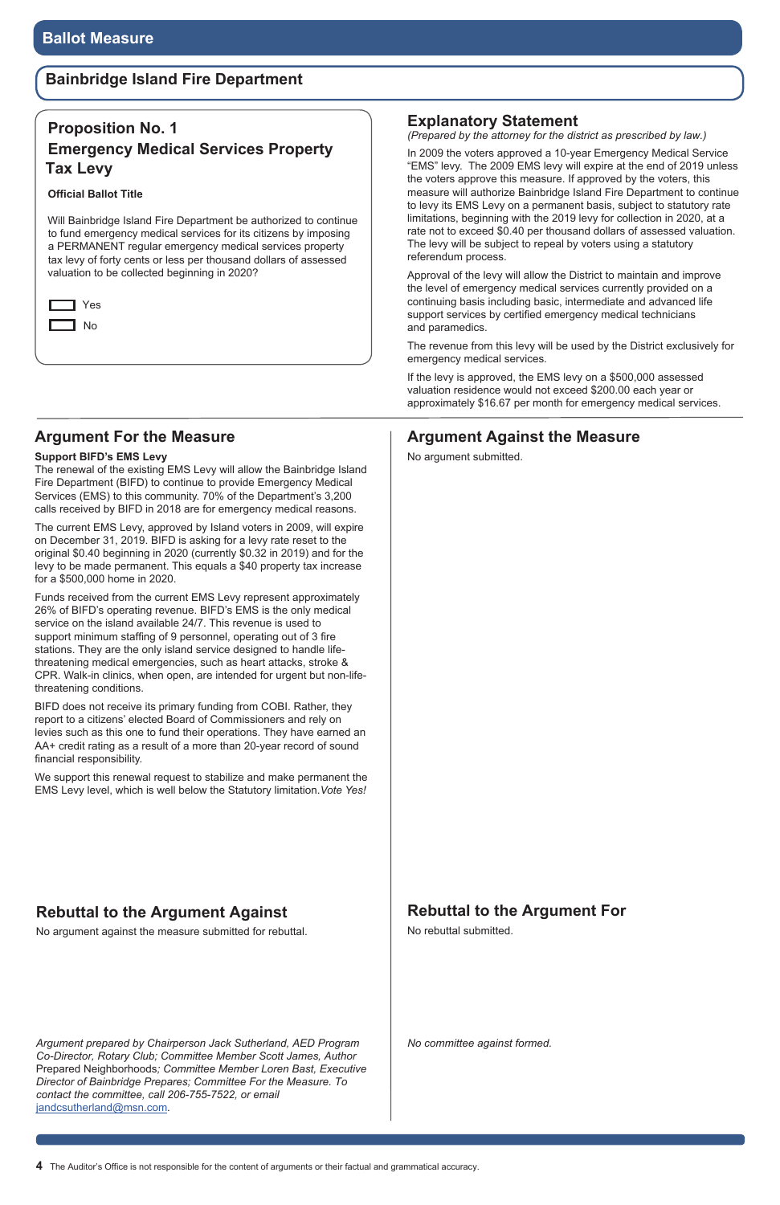# Ballot Measure

## Bainbridge Island Fire Department

### Proposition No. 1
### Emergency Medical Services Property Tax Levy

**Official Ballot Title**

Will Bainbridge Island Fire Department be authorized to continue to fund emergency medical services for its citizens by imposing a PERMANENT regular emergency medical services property tax levy of forty cents or less per thousand dollars of assessed valuation to be collected beginning in 2020?

- [ ] Yes
- [ ] No

## Explanatory Statement

*(Prepared by the attorney for the district as prescribed by law.)*

In 2009 the voters approved a 10-year Emergency Medical Service "EMS" levy. The 2009 EMS levy will expire at the end of 2019 unless the voters approve this measure. If approved by the voters, this measure will authorize Bainbridge Island Fire Department to continue to levy its EMS Levy on a permanent basis, subject to statutory rate limitations, beginning with the 2019 levy for collection in 2020, at a rate not to exceed $0.40 per thousand dollars of assessed valuation. The levy will be subject to repeal by voters using a statutory referendum process.

Approval of the levy will allow the District to maintain and improve the level of emergency medical services currently provided on a continuing basis including basic, intermediate and advanced life support services by certified emergency medical technicians and paramedics.

The revenue from this levy will be used by the District exclusively for emergency medical services.

If the levy is approved, the EMS levy on a $500,000 assessed valuation residence would not exceed $200.00 each year or approximately $16.67 per month for emergency medical services.

## Argument For the Measure

**Support BIFD's EMS Levy**

The renewal of the existing EMS Levy will allow the Bainbridge Island Fire Department (BIFD) to continue to provide Emergency Medical Services (EMS) to this community. 70% of the Department's 3,200 calls received by BIFD in 2018 are for emergency medical reasons.

The current EMS Levy, approved by Island voters in 2009, will expire on December 31, 2019. BIFD is asking for a levy rate reset to the original $0.40 beginning in 2020 (currently $0.32 in 2019) and for the levy to be made permanent. This equals a $40 property tax increase for a $500,000 home in 2020.

Funds received from the current EMS Levy represent approximately 26% of BIFD's operating revenue. BIFD's EMS is the only medical service on the island available 24/7. This revenue is used to support minimum staffing of 9 personnel, operating out of 3 fire stations. They are the only island service designed to handle life-threatening medical emergencies, such as heart attacks, stroke & CPR. Walk-in clinics, when open, are intended for urgent but non-life-threatening conditions.

BIFD does not receive its primary funding from COBI. Rather, they report to a citizens' elected Board of Commissioners and rely on levies such as this one to fund their operations. They have earned an AA+ credit rating as a result of a more than 20-year record of sound financial responsibility.

We support this renewal request to stabilize and make permanent the EMS Levy level, which is well below the Statutory limitation. *Vote Yes!*

## Rebuttal to the Argument Against

No argument against the measure submitted for rebuttal.

*Argument prepared by Chairperson Jack Sutherland, AED Program Co-Director, Rotary Club; Committee Member Scott James, Author* Prepared Neighborhoods*; Committee Member Loren Bast, Executive Director of Bainbridge Prepares; Committee For the Measure. To contact the committee, call 206-755-7522, or email* jandcsutherland@msn.com.

## Argument Against the Measure

No argument submitted.

## Rebuttal to the Argument For

No rebuttal submitted.

*No committee against formed.*

The Auditor's Office is not responsible for the content of arguments or their factual and grammatical accuracy.